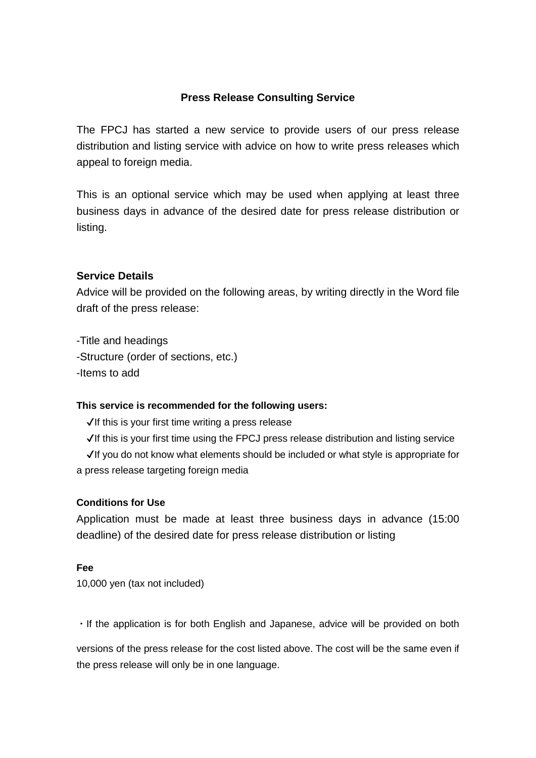# Press Release Consulting Service

The FPCJ has started a new service to provide users of our press release distribution and listing service with advice on how to write press releases which appeal to foreign media.

This is an optional service which may be used when applying at least three business days in advance of the desired date for press release distribution or listing.

## Service Details

Advice will be provided on the following areas, by writing directly in the Word file draft of the press release:

-Title and headings
-Structure (order of sections, etc.)
-Items to add

### This service is recommended for the following users:

✓If this is your first time writing a press release
✓If this is your first time using the FPCJ press release distribution and listing service
✓If you do not know what elements should be included or what style is appropriate for a press release targeting foreign media

### Conditions for Use

Application must be made at least three business days in advance (15:00 deadline) of the desired date for press release distribution or listing

### Fee

10,000 yen (tax not included)

・If the application is for both English and Japanese, advice will be provided on both versions of the press release for the cost listed above. The cost will be the same even if the press release will only be in one language.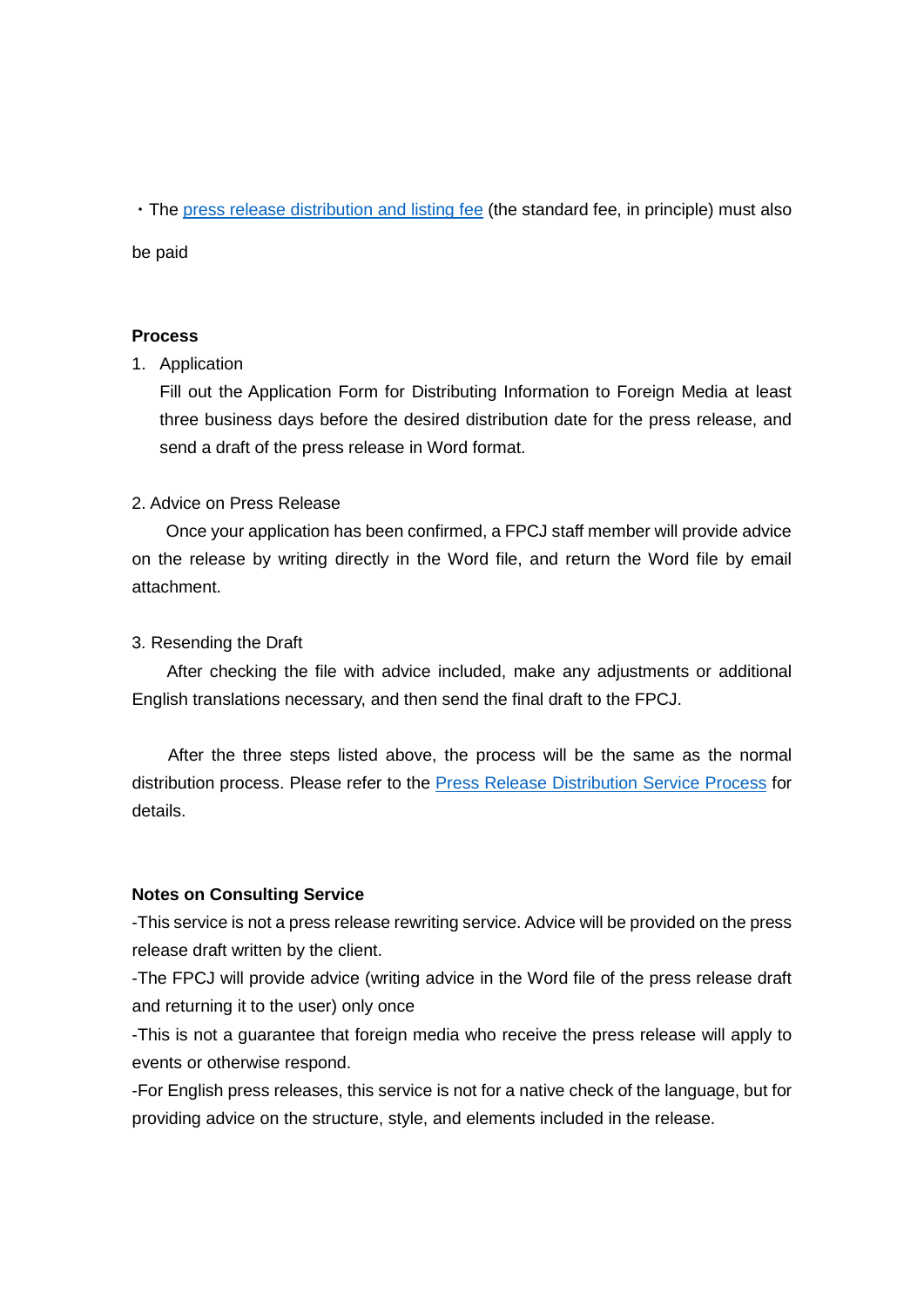・The press release distribution and listing fee (the standard fee, in principle) must also be paid

**Process**

1. Application

   Fill out the Application Form for Distributing Information to Foreign Media at least three business days before the desired distribution date for the press release, and send a draft of the press release in Word format.

2. Advice on Press Release

   Once your application has been confirmed, a FPCJ staff member will provide advice on the release by writing directly in the Word file, and return the Word file by email attachment.

3. Resending the Draft

   After checking the file with advice included, make any adjustments or additional English translations necessary, and then send the final draft to the FPCJ.

After the three steps listed above, the process will be the same as the normal distribution process. Please refer to the Press Release Distribution Service Process for details.

**Notes on Consulting Service**

-This service is not a press release rewriting service. Advice will be provided on the press release draft written by the client.
-The FPCJ will provide advice (writing advice in the Word file of the press release draft and returning it to the user) only once
-This is not a guarantee that foreign media who receive the press release will apply to events or otherwise respond.
-For English press releases, this service is not for a native check of the language, but for providing advice on the structure, style, and elements included in the release.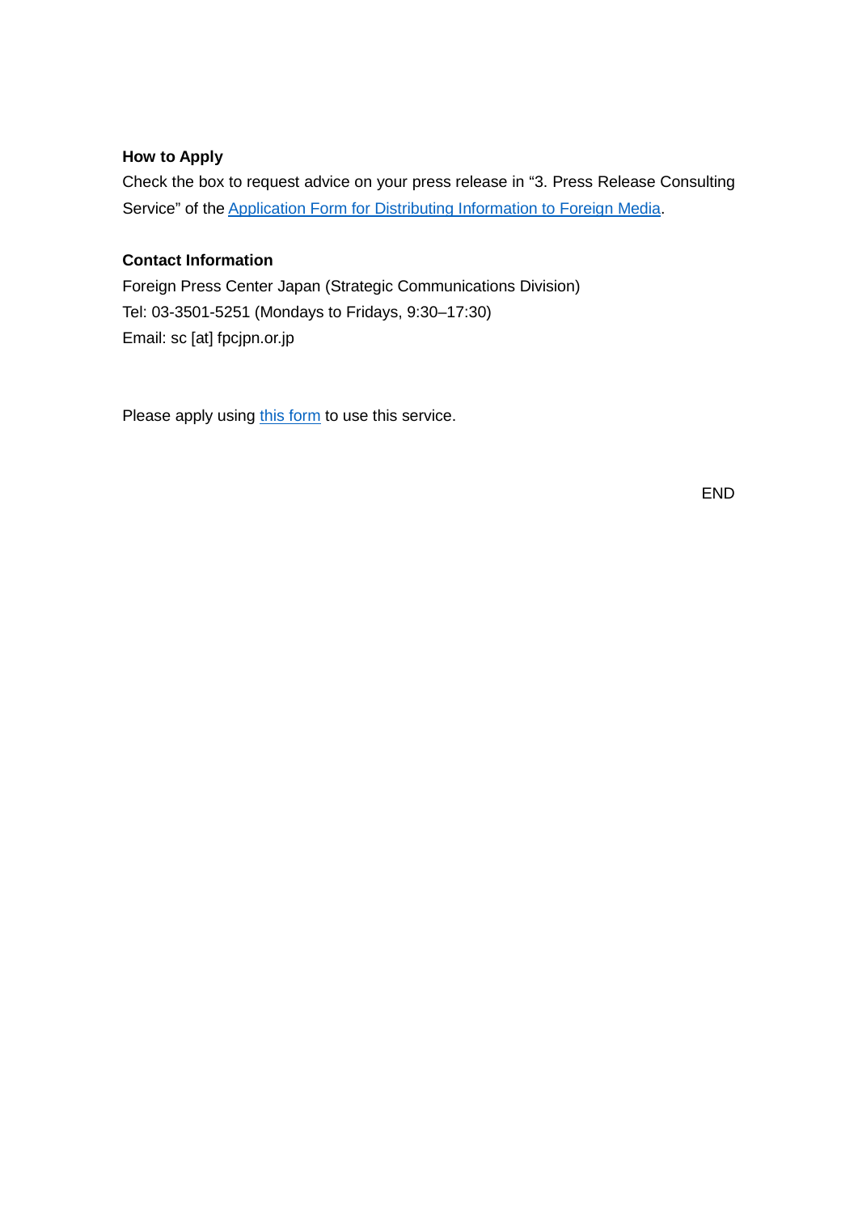**How to Apply**

Check the box to request advice on your press release in “3. Press Release Consulting Service” of the Application Form for Distributing Information to Foreign Media.

**Contact Information**

Foreign Press Center Japan (Strategic Communications Division)
Tel: 03-3501-5251 (Mondays to Fridays, 9:30–17:30)
Email: sc [at] fpcjpn.or.jp

Please apply using this form to use this service.

END